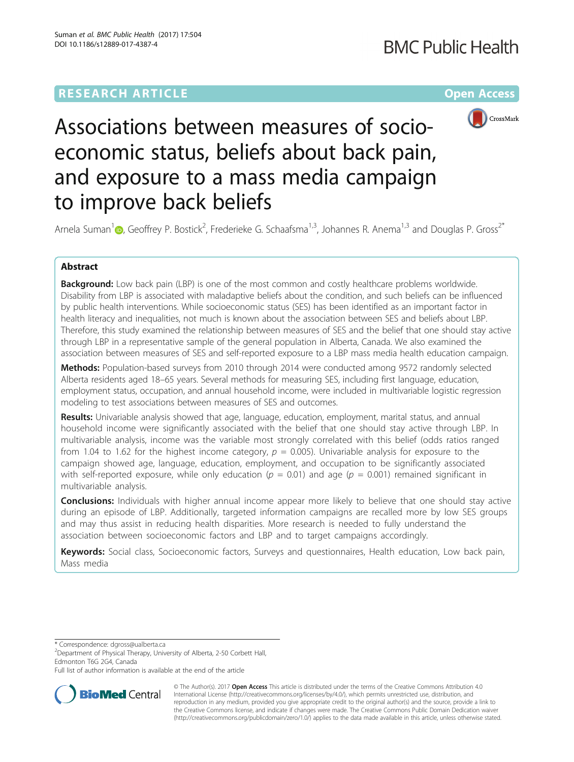RESEARCH ARTICLE

Open Access

# Associations between measures of socio-economic status, beliefs about back pain, and exposure to a mass media campaign to improve back beliefs

Arnela Suman[1], Geoffrey P. Bostick[2], Frederieke G. Schaafsma[1,3], Johannes R. Anema[1,3] and Douglas P. Gross[2*]

## Abstract

**Background:** Low back pain (LBP) is one of the most common and costly healthcare problems worldwide. Disability from LBP is associated with maladaptive beliefs about the condition, and such beliefs can be influenced by public health interventions. While socioeconomic status (SES) has been identified as an important factor in health literacy and inequalities, not much is known about the association between SES and beliefs about LBP. Therefore, this study examined the relationship between measures of SES and the belief that one should stay active through LBP in a representative sample of the general population in Alberta, Canada. We also examined the association between measures of SES and self-reported exposure to a LBP mass media health education campaign.

**Methods:** Population-based surveys from 2010 through 2014 were conducted among 9572 randomly selected Alberta residents aged 18–65 years. Several methods for measuring SES, including first language, education, employment status, occupation, and annual household income, were included in multivariable logistic regression modeling to test associations between measures of SES and outcomes.

**Results:** Univariable analysis showed that age, language, education, employment, marital status, and annual household income were significantly associated with the belief that one should stay active through LBP. In multivariable analysis, income was the variable most strongly correlated with this belief (odds ratios ranged from 1.04 to 1.62 for the highest income category, $p = 0.005$). Univariable analysis for exposure to the campaign showed age, language, education, employment, and occupation to be significantly associated with self-reported exposure, while only education ($p = 0.01$) and age ($p = 0.001$) remained significant in multivariable analysis.

**Conclusions:** Individuals with higher annual income appear more likely to believe that one should stay active during an episode of LBP. Additionally, targeted information campaigns are recalled more by low SES groups and may thus assist in reducing health disparities. More research is needed to fully understand the association between socioeconomic factors and LBP and to target campaigns accordingly.

**Keywords:** Social class, Socioeconomic factors, Surveys and questionnaires, Health education, Low back pain, Mass media

---

\* Correspondence: dgross@ualberta.ca
[2]Department of Physical Therapy, University of Alberta, 2-50 Corbett Hall, Edmonton T6G 2G4, Canada
Full list of author information is available at the end of the article

© The Author(s). 2017 **Open Access** This article is distributed under the terms of the Creative Commons Attribution 4.0 International License (http://creativecommons.org/licenses/by/4.0/), which permits unrestricted use, distribution, and reproduction in any medium, provided you give appropriate credit to the original author(s) and the source, provide a link to the Creative Commons license, and indicate if changes were made. The Creative Commons Public Domain Dedication waiver (http://creativecommons.org/publicdomain/zero/1.0/) applies to the data made available in this article, unless otherwise stated.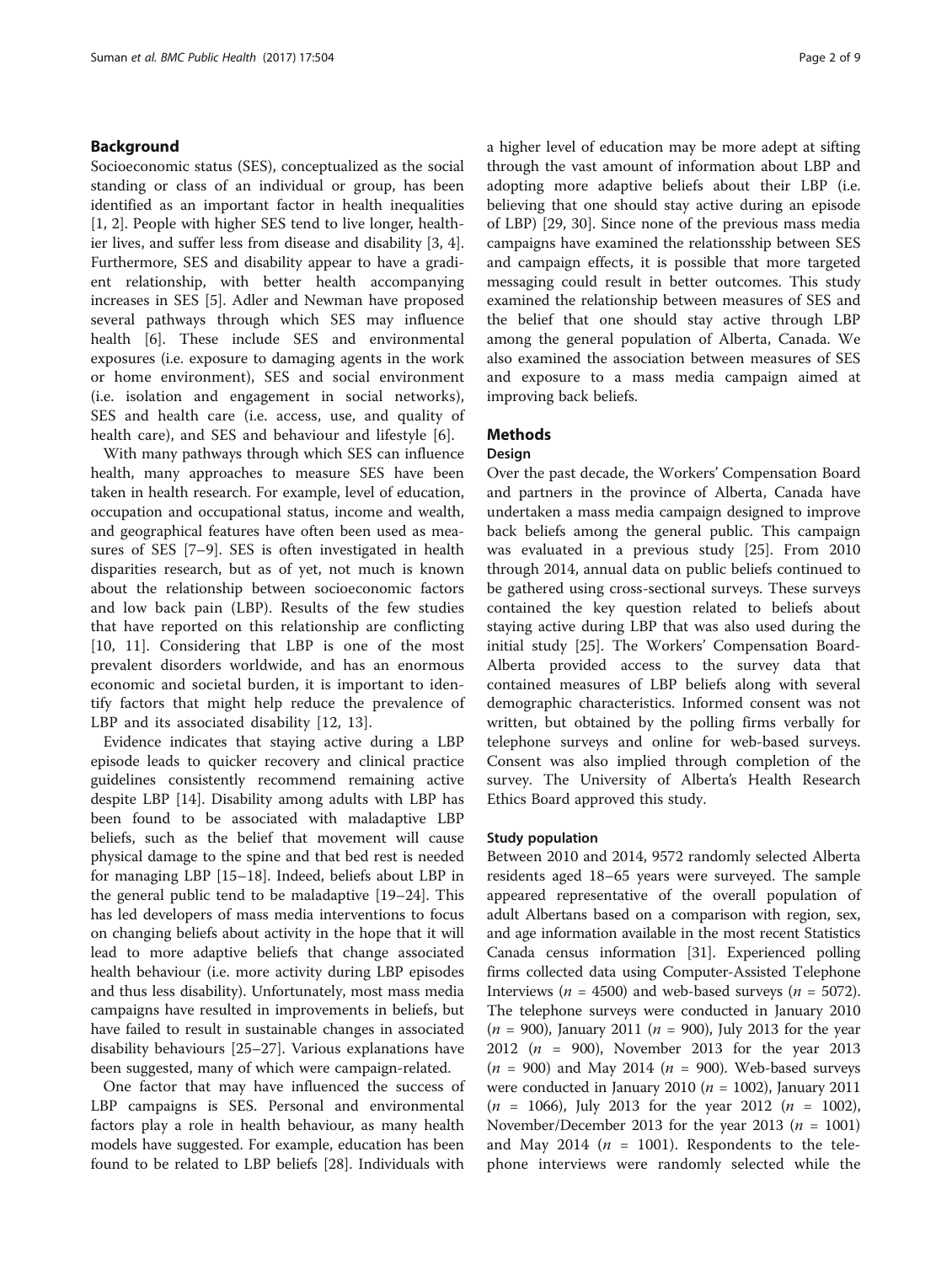## Background

Socioeconomic status (SES), conceptualized as the social standing or class of an individual or group, has been identified as an important factor in health inequalities [1, 2]. People with higher SES tend to live longer, healthier lives, and suffer less from disease and disability [3, 4]. Furthermore, SES and disability appear to have a gradient relationship, with better health accompanying increases in SES [5]. Adler and Newman have proposed several pathways through which SES may influence health [6]. These include SES and environmental exposures (i.e. exposure to damaging agents in the work or home environment), SES and social environment (i.e. isolation and engagement in social networks), SES and health care (i.e. access, use, and quality of health care), and SES and behaviour and lifestyle [6].

With many pathways through which SES can influence health, many approaches to measure SES have been taken in health research. For example, level of education, occupation and occupational status, income and wealth, and geographical features have often been used as measures of SES [7–9]. SES is often investigated in health disparities research, but as of yet, not much is known about the relationship between socioeconomic factors and low back pain (LBP). Results of the few studies that have reported on this relationship are conflicting [10, 11]. Considering that LBP is one of the most prevalent disorders worldwide, and has an enormous economic and societal burden, it is important to identify factors that might help reduce the prevalence of LBP and its associated disability [12, 13].

Evidence indicates that staying active during a LBP episode leads to quicker recovery and clinical practice guidelines consistently recommend remaining active despite LBP [14]. Disability among adults with LBP has been found to be associated with maladaptive LBP beliefs, such as the belief that movement will cause physical damage to the spine and that bed rest is needed for managing LBP [15–18]. Indeed, beliefs about LBP in the general public tend to be maladaptive [19–24]. This has led developers of mass media interventions to focus on changing beliefs about activity in the hope that it will lead to more adaptive beliefs that change associated health behaviour (i.e. more activity during LBP episodes and thus less disability). Unfortunately, most mass media campaigns have resulted in improvements in beliefs, but have failed to result in sustainable changes in associated disability behaviours [25–27]. Various explanations have been suggested, many of which were campaign-related.

One factor that may have influenced the success of LBP campaigns is SES. Personal and environmental factors play a role in health behaviour, as many health models have suggested. For example, education has been found to be related to LBP beliefs [28]. Individuals with a higher level of education may be more adept at sifting through the vast amount of information about LBP and adopting more adaptive beliefs about their LBP (i.e. believing that one should stay active during an episode of LBP) [29, 30]. Since none of the previous mass media campaigns have examined the relationsship between SES and campaign effects, it is possible that more targeted messaging could result in better outcomes. This study examined the relationship between measures of SES and the belief that one should stay active through LBP among the general population of Alberta, Canada. We also examined the association between measures of SES and exposure to a mass media campaign aimed at improving back beliefs.

## Methods

### Design

Over the past decade, the Workers' Compensation Board and partners in the province of Alberta, Canada have undertaken a mass media campaign designed to improve back beliefs among the general public. This campaign was evaluated in a previous study [25]. From 2010 through 2014, annual data on public beliefs continued to be gathered using cross-sectional surveys. These surveys contained the key question related to beliefs about staying active during LBP that was also used during the initial study [25]. The Workers' Compensation Board-Alberta provided access to the survey data that contained measures of LBP beliefs along with several demographic characteristics. Informed consent was not written, but obtained by the polling firms verbally for telephone surveys and online for web-based surveys. Consent was also implied through completion of the survey. The University of Alberta's Health Research Ethics Board approved this study.

### Study population

Between 2010 and 2014, 9572 randomly selected Alberta residents aged 18–65 years were surveyed. The sample appeared representative of the overall population of adult Albertans based on a comparison with region, sex, and age information available in the most recent Statistics Canada census information [31]. Experienced polling firms collected data using Computer-Assisted Telephone Interviews ($n$ = 4500) and web-based surveys ($n$ = 5072). The telephone surveys were conducted in January 2010 ($n$ = 900), January 2011 ($n$ = 900), July 2013 for the year 2012 ($n$ = 900), November 2013 for the year 2013 ($n$ = 900) and May 2014 ($n$ = 900). Web-based surveys were conducted in January 2010 ($n$ = 1002), January 2011 ($n$ = 1066), July 2013 for the year 2012 ($n$ = 1002), November/December 2013 for the year 2013 ($n$ = 1001) and May 2014 ($n$ = 1001). Respondents to the telephone interviews were randomly selected while the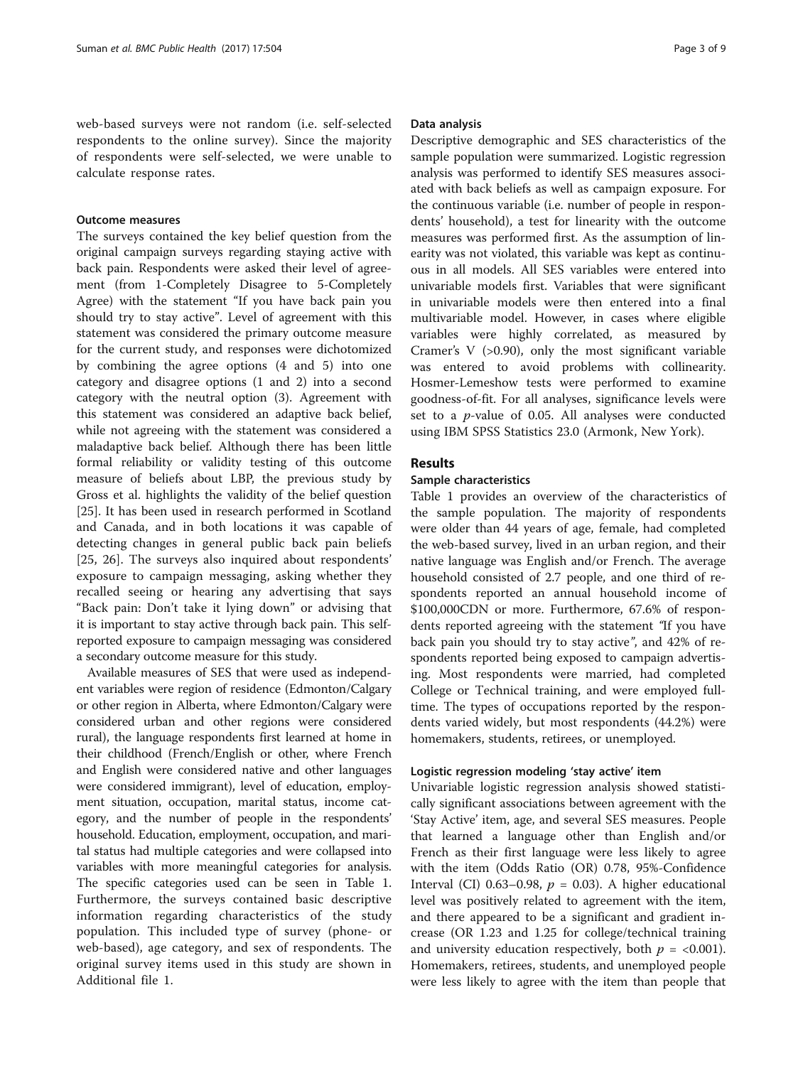web-based surveys were not random (i.e. self-selected respondents to the online survey). Since the majority of respondents were self-selected, we were unable to calculate response rates.

### Outcome measures

The surveys contained the key belief question from the original campaign surveys regarding staying active with back pain. Respondents were asked their level of agreement (from 1-Completely Disagree to 5-Completely Agree) with the statement "If you have back pain you should try to stay active". Level of agreement with this statement was considered the primary outcome measure for the current study, and responses were dichotomized by combining the agree options (4 and 5) into one category and disagree options (1 and 2) into a second category with the neutral option (3). Agreement with this statement was considered an adaptive back belief, while not agreeing with the statement was considered a maladaptive back belief. Although there has been little formal reliability or validity testing of this outcome measure of beliefs about LBP, the previous study by Gross et al. highlights the validity of the belief question [25]. It has been used in research performed in Scotland and Canada, and in both locations it was capable of detecting changes in general public back pain beliefs [25, 26]. The surveys also inquired about respondents' exposure to campaign messaging, asking whether they recalled seeing or hearing any advertising that says "Back pain: Don't take it lying down" or advising that it is important to stay active through back pain. This self-reported exposure to campaign messaging was considered a secondary outcome measure for this study.

Available measures of SES that were used as independent variables were region of residence (Edmonton/Calgary or other region in Alberta, where Edmonton/Calgary were considered urban and other regions were considered rural), the language respondents first learned at home in their childhood (French/English or other, where French and English were considered native and other languages were considered immigrant), level of education, employment situation, occupation, marital status, income category, and the number of people in the respondents' household. Education, employment, occupation, and marital status had multiple categories and were collapsed into variables with more meaningful categories for analysis. The specific categories used can be seen in Table 1. Furthermore, the surveys contained basic descriptive information regarding characteristics of the study population. This included type of survey (phone- or web-based), age category, and sex of respondents. The original survey items used in this study are shown in Additional file 1.

### Data analysis

Descriptive demographic and SES characteristics of the sample population were summarized. Logistic regression analysis was performed to identify SES measures associated with back beliefs as well as campaign exposure. For the continuous variable (i.e. number of people in respondents' household), a test for linearity with the outcome measures was performed first. As the assumption of linearity was not violated, this variable was kept as continuous in all models. All SES variables were entered into univariable models first. Variables that were significant in univariable models were then entered into a final multivariable model. However, in cases where eligible variables were highly correlated, as measured by Cramer's V (>0.90), only the most significant variable was entered to avoid problems with collinearity. Hosmer-Lemeshow tests were performed to examine goodness-of-fit. For all analyses, significance levels were set to a $p$-value of 0.05. All analyses were conducted using IBM SPSS Statistics 23.0 (Armonk, New York).

## Results

### Sample characteristics

Table 1 provides an overview of the characteristics of the sample population. The majority of respondents were older than 44 years of age, female, had completed the web-based survey, lived in an urban region, and their native language was English and/or French. The average household consisted of 2.7 people, and one third of respondents reported an annual household income of $100,000CDN or more. Furthermore, 67.6% of respondents reported agreeing with the statement "If you have back pain you should try to stay active", and 42% of respondents reported being exposed to campaign advertising. Most respondents were married, had completed College or Technical training, and were employed full-time. The types of occupations reported by the respondents varied widely, but most respondents (44.2%) were homemakers, students, retirees, or unemployed.

### Logistic regression modeling 'stay active' item

Univariable logistic regression analysis showed statistically significant associations between agreement with the 'Stay Active' item, age, and several SES measures. People that learned a language other than English and/or French as their first language were less likely to agree with the item (Odds Ratio (OR) 0.78, 95%-Confidence Interval (CI) 0.63–0.98, $p$ = 0.03). A higher educational level was positively related to agreement with the item, and there appeared to be a significant and gradient increase (OR 1.23 and 1.25 for college/technical training and university education respectively, both $p$ = <0.001). Homemakers, retirees, students, and unemployed people were less likely to agree with the item than people that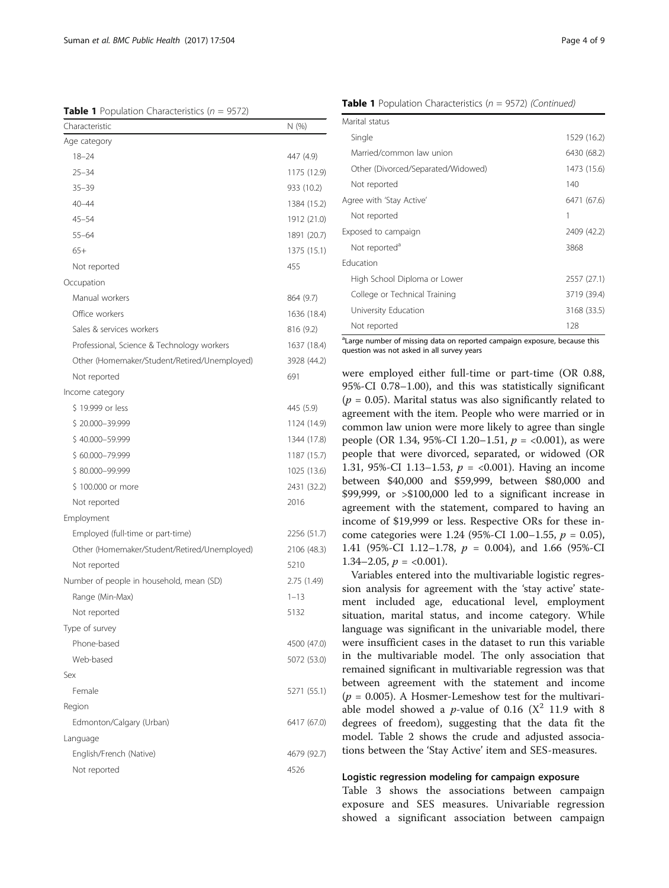**Table 1** Population Characteristics ($n$ = 9572)

| Characteristic | N (%) |
|---|---|
| Age category | |
| 18–24 | 447 (4.9) |
| 25–34 | 1175 (12.9) |
| 35–39 | 933 (10.2) |
| 40–44 | 1384 (15.2) |
| 45–54 | 1912 (21.0) |
| 55–64 | 1891 (20.7) |
| 65+ | 1375 (15.1) |
| Not reported | 455 |
| Occupation | |
| Manual workers | 864 (9.7) |
| Office workers | 1636 (18.4) |
| Sales & services workers | 816 (9.2) |
| Professional, Science & Technology workers | 1637 (18.4) |
| Other (Homemaker/Student/Retired/Unemployed) | 3928 (44.2) |
| Not reported | 691 |
| Income category | |
| $ 19.999 or less | 445 (5.9) |
| $ 20.000–39.999 | 1124 (14.9) |
| $ 40.000–59.999 | 1344 (17.8) |
| $ 60.000–79.999 | 1187 (15.7) |
| $ 80.000–99.999 | 1025 (13.6) |
| $ 100.000 or more | 2431 (32.2) |
| Not reported | 2016 |
| Employment | |
| Employed (full-time or part-time) | 2256 (51.7) |
| Other (Homemaker/Student/Retired/Unemployed) | 2106 (48.3) |
| Not reported | 5210 |
| Number of people in household, mean (SD) | 2.75 (1.49) |
| Range (Min-Max) | 1–13 |
| Not reported | 5132 |
| Type of survey | |
| Phone-based | 4500 (47.0) |
| Web-based | 5072 (53.0) |
| Sex | |
| Female | 5271 (55.1) |
| Region | |
| Edmonton/Calgary (Urban) | 6417 (67.0) |
| Language | |
| English/French (Native) | 4679 (92.7) |
| Not reported | 4526 |
| Marital status | |
| Single | 1529 (16.2) |
| Married/common law union | 6430 (68.2) |
| Other (Divorced/Separated/Widowed) | 1473 (15.6) |
| Not reported | 140 |
| Agree with 'Stay Active' | 6471 (67.6) |
| Not reported | 1 |
| Exposed to campaign | 2409 (42.2) |
| Not reported[a] | 3868 |
| Education | |
| High School Diploma or Lower | 2557 (27.1) |
| College or Technical Training | 3719 (39.4) |
| University Education | 3168 (33.5) |
| Not reported | 128 |

[a]Large number of missing data on reported campaign exposure, because this question was not asked in all survey years

were employed either full-time or part-time (OR 0.88, 95%-CI 0.78–1.00), and this was statistically significant ($p$ = 0.05). Marital status was also significantly related to agreement with the item. People who were married or in common law union were more likely to agree than single people (OR 1.34, 95%-CI 1.20–1.51, $p$ = <0.001), as were people that were divorced, separated, or widowed (OR 1.31, 95%-CI 1.13–1.53, $p$ = <0.001). Having an income between $40,000 and $59,999, between $80,000 and $99,999, or >$100,000 led to a significant increase in agreement with the statement, compared to having an income of $19,999 or less. Respective ORs for these income categories were 1.24 (95%-CI 1.00–1.55, $p$ = 0.05), 1.41 (95%-CI 1.12–1.78, $p$ = 0.004), and 1.66 (95%-CI 1.34–2.05, $p$ = <0.001).

Variables entered into the multivariable logistic regression analysis for agreement with the 'stay active' statement included age, educational level, employment situation, marital status, and income category. While language was significant in the univariable model, there were insufficient cases in the dataset to run this variable in the multivariable model. The only association that remained significant in multivariable regression was that between agreement with the statement and income ($p$ = 0.005). A Hosmer-Lemeshow test for the multivariable model showed a $p$-value of 0.16 ($X^2$ 11.9 with 8 degrees of freedom), suggesting that the data fit the model. Table 2 shows the crude and adjusted associations between the 'Stay Active' item and SES-measures.

### Logistic regression modeling for campaign exposure

Table 3 shows the associations between campaign exposure and SES measures. Univariable regression showed a significant association between campaign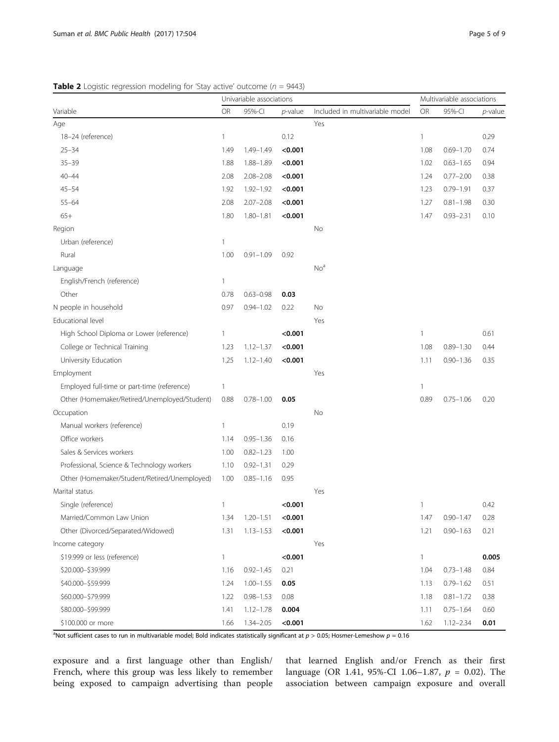**Table 2** Logistic regression modeling for 'Stay active' outcome ($n$ = 9443)

| | Univariable associations | | | | Multivariable associations | | |
|---|---|---|---|---|---|---|---|
| Variable | OR | 95%-CI | $p$-value | Included in multivariable model | OR | 95%-CI | $p$-value |
| Age | | | | Yes | | | |
| 18–24 (reference) | 1 | | 0.12 | | 1 | | 0.29 |
| 25–34 | 1.49 | 1.49–1.49 | **<0.001** | | 1.08 | 0.69–1.70 | 0.74 |
| 35–39 | 1.88 | 1.88–1.89 | **<0.001** | | 1.02 | 0.63–1.65 | 0.94 |
| 40–44 | 2.08 | 2.08–2.08 | **<0.001** | | 1.24 | 0.77–2.00 | 0.38 |
| 45–54 | 1.92 | 1.92–1.92 | **<0.001** | | 1.23 | 0.79–1.91 | 0.37 |
| 55–64 | 2.08 | 2.07–2.08 | **<0.001** | | 1.27 | 0.81–1.98 | 0.30 |
| 65+ | 1.80 | 1.80–1.81 | **<0.001** | | 1.47 | 0.93–2.31 | 0.10 |
| Region | | | | No | | | |
| Urban (reference) | 1 | | | | | | |
| Rural | 1.00 | 0.91–1.09 | 0.92 | | | | |
| Language | | | | No[a] | | | |
| English/French (reference) | 1 | | | | | | |
| Other | 0.78 | 0.63–0.98 | **0.03** | | | | |
| N people in household | 0.97 | 0.94–1.02 | 0.22 | No | | | |
| Educational level | | | | Yes | | | |
| High School Diploma or Lower (reference) | 1 | | **<0.001** | | 1 | | 0.61 |
| College or Technical Training | 1.23 | 1.12–1.37 | **<0.001** | | 1.08 | 0.89–1.30 | 0.44 |
| University Education | 1.25 | 1.12–1.40 | **<0.001** | | 1.11 | 0.90–1.36 | 0.35 |
| Employment | | | | Yes | | | |
| Employed full-time or part-time (reference) | 1 | | | | 1 | | |
| Other (Homemaker/Retired/Unemployed/Student) | 0.88 | 0.78–1.00 | **0.05** | | 0.89 | 0.75–1.06 | 0.20 |
| Occupation | | | | No | | | |
| Manual workers (reference) | 1 | | 0.19 | | | | |
| Office workers | 1.14 | 0.95–1.36 | 0.16 | | | | |
| Sales & Services workers | 1.00 | 0.82–1.23 | 1.00 | | | | |
| Professional, Science & Technology workers | 1.10 | 0.92–1.31 | 0.29 | | | | |
| Other (Homemaker/Student/Retired/Unemployed) | 1.00 | 0.85–1.16 | 0.95 | | | | |
| Marital status | | | | Yes | | | |
| Single (reference) | 1 | | **<0.001** | | 1 | | 0.42 |
| Married/Common Law Union | 1.34 | 1.20–1.51 | **<0.001** | | 1.47 | 0.90–1.47 | 0.28 |
| Other (Divorced/Separated/Widowed) | 1.31 | 1.13–1.53 | **<0.001** | | 1.21 | 0.90–1.63 | 0.21 |
| Income category | | | | Yes | | | |
| \$19.999 or less (reference) | 1 | | **<0.001** | | 1 | | **0.005** |
| \$20.000–\$39.999 | 1.16 | 0.92–1.45 | 0.21 | | 1.04 | 0.73–1.48 | 0.84 |
| \$40.000–\$59.999 | 1.24 | 1.00–1.55 | **0.05** | | 1.13 | 0.79–1.62 | 0.51 |
| \$60.000–\$79.999 | 1.22 | 0.98–1.53 | 0.08 | | 1.18 | 0.81–1.72 | 0.38 |
| \$80.000–\$99.999 | 1.41 | 1.12–1.78 | **0.004** | | 1.11 | 0.75–1.64 | 0.60 |
| \$100.000 or more | 1.66 | 1.34–2.05 | **<0.001** | | 1.62 | 1.12–2.34 | **0.01** |

[a]Not sufficient cases to run in multivariable model; Bold indicates statistically significant at $p > 0.05$; Hosmer-Lemeshow $p = 0.16$

exposure and a first language other than English/French, where this group was less likely to remember being exposed to campaign advertising than people that learned English and/or French as their first language (OR 1.41, 95%-CI 1.06–1.87, $p = 0.02$). The association between campaign exposure and overall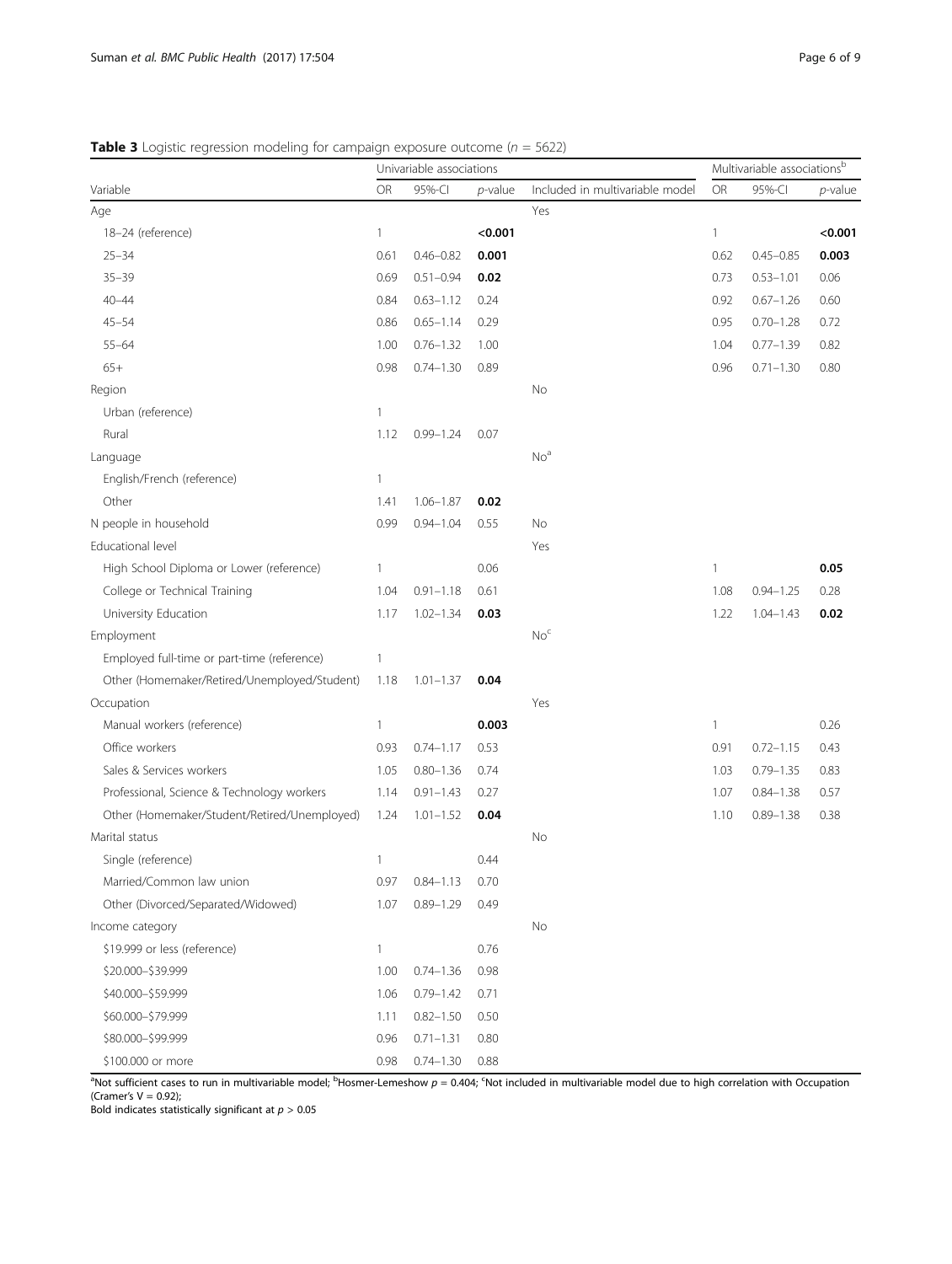**Table 3** Logistic regression modeling for campaign exposure outcome ($n$ = 5622)

| Variable | Univariable associations | | | Included in multivariable model | Multivariable associations[b] | | |
|---|---|---|---|---|---|---|---|
| | OR | 95%-CI | *p*-value | | OR | 95%-CI | *p*-value |
| Age | | | | Yes | | | |
| 18–24 (reference) | 1 | | **<0.001** | | 1 | | **<0.001** |
| 25–34 | 0.61 | 0.46–0.82 | **0.001** | | 0.62 | 0.45–0.85 | **0.003** |
| 35–39 | 0.69 | 0.51–0.94 | **0.02** | | 0.73 | 0.53–1.01 | 0.06 |
| 40–44 | 0.84 | 0.63–1.12 | 0.24 | | 0.92 | 0.67–1.26 | 0.60 |
| 45–54 | 0.86 | 0.65–1.14 | 0.29 | | 0.95 | 0.70–1.28 | 0.72 |
| 55–64 | 1.00 | 0.76–1.32 | 1.00 | | 1.04 | 0.77–1.39 | 0.82 |
| 65+ | 0.98 | 0.74–1.30 | 0.89 | | 0.96 | 0.71–1.30 | 0.80 |
| Region | | | | No | | | |
| Urban (reference) | 1 | | | | | | |
| Rural | 1.12 | 0.99–1.24 | 0.07 | | | | |
| Language | | | | No[a] | | | |
| English/French (reference) | 1 | | | | | | |
| Other | 1.41 | 1.06–1.87 | **0.02** | | | | |
| N people in household | 0.99 | 0.94–1.04 | 0.55 | No | | | |
| Educational level | | | | Yes | | | |
| High School Diploma or Lower (reference) | 1 | | 0.06 | | 1 | | **0.05** |
| College or Technical Training | 1.04 | 0.91–1.18 | 0.61 | | 1.08 | 0.94–1.25 | 0.28 |
| University Education | 1.17 | 1.02–1.34 | **0.03** | | 1.22 | 1.04–1.43 | **0.02** |
| Employment | | | | No[c] | | | |
| Employed full-time or part-time (reference) | 1 | | | | | | |
| Other (Homemaker/Retired/Unemployed/Student) | 1.18 | 1.01–1.37 | **0.04** | | | | |
| Occupation | | | | Yes | | | |
| Manual workers (reference) | 1 | | **0.003** | | 1 | | 0.26 |
| Office workers | 0.93 | 0.74–1.17 | 0.53 | | 0.91 | 0.72–1.15 | 0.43 |
| Sales & Services workers | 1.05 | 0.80–1.36 | 0.74 | | 1.03 | 0.79–1.35 | 0.83 |
| Professional, Science & Technology workers | 1.14 | 0.91–1.43 | 0.27 | | 1.07 | 0.84–1.38 | 0.57 |
| Other (Homemaker/Student/Retired/Unemployed) | 1.24 | 1.01–1.52 | **0.04** | | 1.10 | 0.89–1.38 | 0.38 |
| Marital status | | | | No | | | |
| Single (reference) | 1 | | 0.44 | | | | |
| Married/Common law union | 0.97 | 0.84–1.13 | 0.70 | | | | |
| Other (Divorced/Separated/Widowed) | 1.07 | 0.89–1.29 | 0.49 | | | | |
| Income category | | | | No | | | |
| \$19.999 or less (reference) | 1 | | 0.76 | | | | |
| \$20.000–\$39.999 | 1.00 | 0.74–1.36 | 0.98 | | | | |
| \$40.000–\$59.999 | 1.06 | 0.79–1.42 | 0.71 | | | | |
| \$60.000–\$79.999 | 1.11 | 0.82–1.50 | 0.50 | | | | |
| \$80.000–\$99.999 | 0.96 | 0.71–1.31 | 0.80 | | | | |
| \$100.000 or more | 0.98 | 0.74–1.30 | 0.88 | | | | |

[a]Not sufficient cases to run in multivariable model; [b]Hosmer-Lemeshow $p$ = 0.404; [c]Not included in multivariable model due to high correlation with Occupation (Cramer's V = 0.92);
Bold indicates statistically significant at $p > 0.05$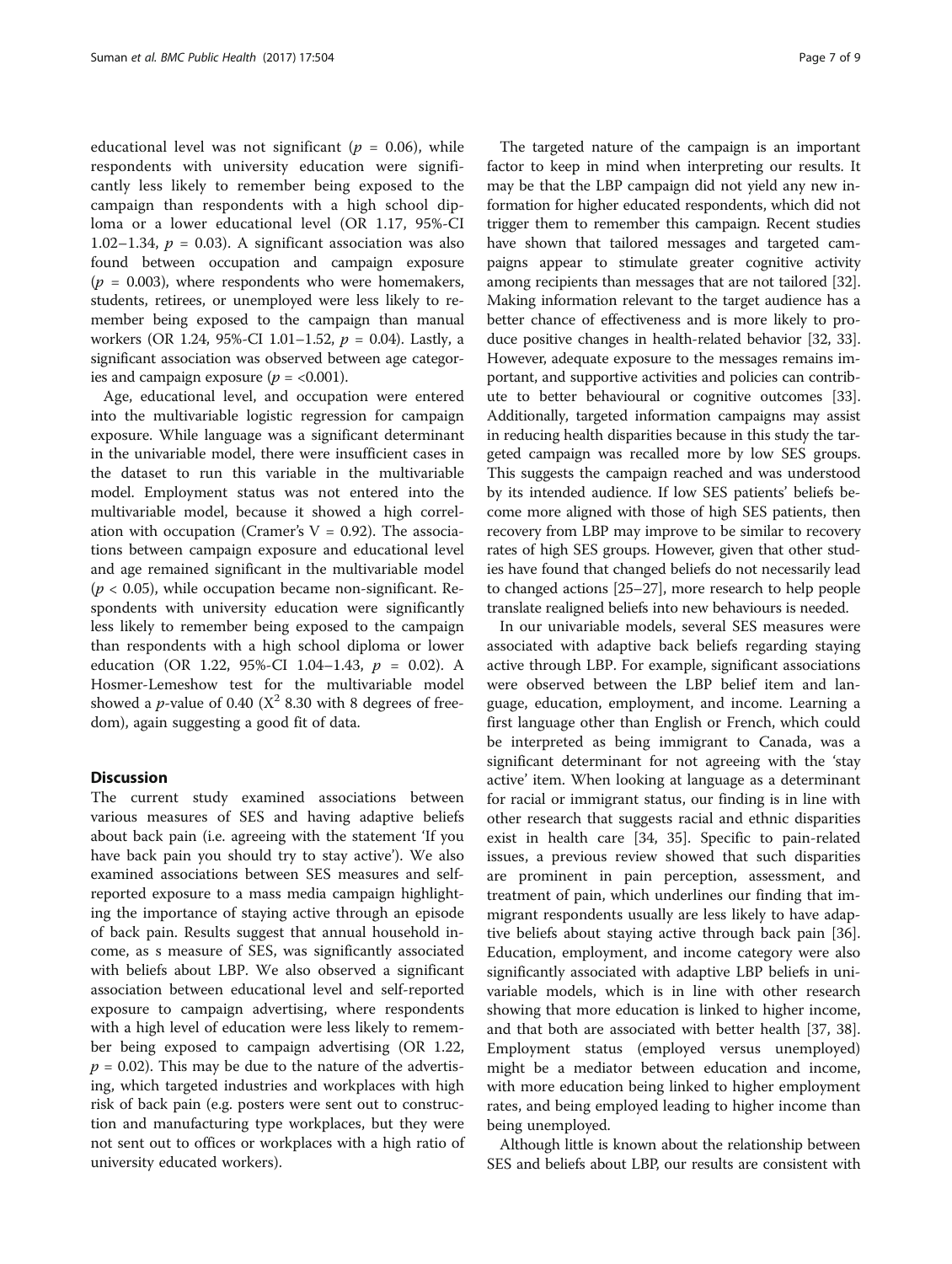educational level was not significant ($p = 0.06$), while respondents with university education were significantly less likely to remember being exposed to the campaign than respondents with a high school diploma or a lower educational level (OR 1.17, 95%-CI 1.02–1.34, $p = 0.03$). A significant association was also found between occupation and campaign exposure ($p = 0.003$), where respondents who were homemakers, students, retirees, or unemployed were less likely to remember being exposed to the campaign than manual workers (OR 1.24, 95%-CI 1.01–1.52, $p = 0.04$). Lastly, a significant association was observed between age categories and campaign exposure ($p = <0.001$).

Age, educational level, and occupation were entered into the multivariable logistic regression for campaign exposure. While language was a significant determinant in the univariable model, there were insufficient cases in the dataset to run this variable in the multivariable model. Employment status was not entered into the multivariable model, because it showed a high correlation with occupation (Cramer's V = 0.92). The associations between campaign exposure and educational level and age remained significant in the multivariable model ($p < 0.05$), while occupation became non-significant. Respondents with university education were significantly less likely to remember being exposed to the campaign than respondents with a high school diploma or lower education (OR 1.22, 95%-CI 1.04–1.43, $p = 0.02$). A Hosmer-Lemeshow test for the multivariable model showed a $p$-value of 0.40 ($X^2$ 8.30 with 8 degrees of freedom), again suggesting a good fit of data.

## Discussion

The current study examined associations between various measures of SES and having adaptive beliefs about back pain (i.e. agreeing with the statement 'If you have back pain you should try to stay active'). We also examined associations between SES measures and self-reported exposure to a mass media campaign highlighting the importance of staying active through an episode of back pain. Results suggest that annual household income, as s measure of SES, was significantly associated with beliefs about LBP. We also observed a significant association between educational level and self-reported exposure to campaign advertising, where respondents with a high level of education were less likely to remember being exposed to campaign advertising (OR 1.22, $p = 0.02$). This may be due to the nature of the advertising, which targeted industries and workplaces with high risk of back pain (e.g. posters were sent out to construction and manufacturing type workplaces, but they were not sent out to offices or workplaces with a high ratio of university educated workers).

The targeted nature of the campaign is an important factor to keep in mind when interpreting our results. It may be that the LBP campaign did not yield any new information for higher educated respondents, which did not trigger them to remember this campaign. Recent studies have shown that tailored messages and targeted campaigns appear to stimulate greater cognitive activity among recipients than messages that are not tailored [32]. Making information relevant to the target audience has a better chance of effectiveness and is more likely to produce positive changes in health-related behavior [32, 33]. However, adequate exposure to the messages remains important, and supportive activities and policies can contribute to better behavioural or cognitive outcomes [33]. Additionally, targeted information campaigns may assist in reducing health disparities because in this study the targeted campaign was recalled more by low SES groups. This suggests the campaign reached and was understood by its intended audience. If low SES patients' beliefs become more aligned with those of high SES patients, then recovery from LBP may improve to be similar to recovery rates of high SES groups. However, given that other studies have found that changed beliefs do not necessarily lead to changed actions [25–27], more research to help people translate realigned beliefs into new behaviours is needed.

In our univariable models, several SES measures were associated with adaptive back beliefs regarding staying active through LBP. For example, significant associations were observed between the LBP belief item and language, education, employment, and income. Learning a first language other than English or French, which could be interpreted as being immigrant to Canada, was a significant determinant for not agreeing with the 'stay active' item. When looking at language as a determinant for racial or immigrant status, our finding is in line with other research that suggests racial and ethnic disparities exist in health care [34, 35]. Specific to pain-related issues, a previous review showed that such disparities are prominent in pain perception, assessment, and treatment of pain, which underlines our finding that immigrant respondents usually are less likely to have adaptive beliefs about staying active through back pain [36]. Education, employment, and income category were also significantly associated with adaptive LBP beliefs in univariable models, which is in line with other research showing that more education is linked to higher income, and that both are associated with better health [37, 38]. Employment status (employed versus unemployed) might be a mediator between education and income, with more education being linked to higher employment rates, and being employed leading to higher income than being unemployed.

Although little is known about the relationship between SES and beliefs about LBP, our results are consistent with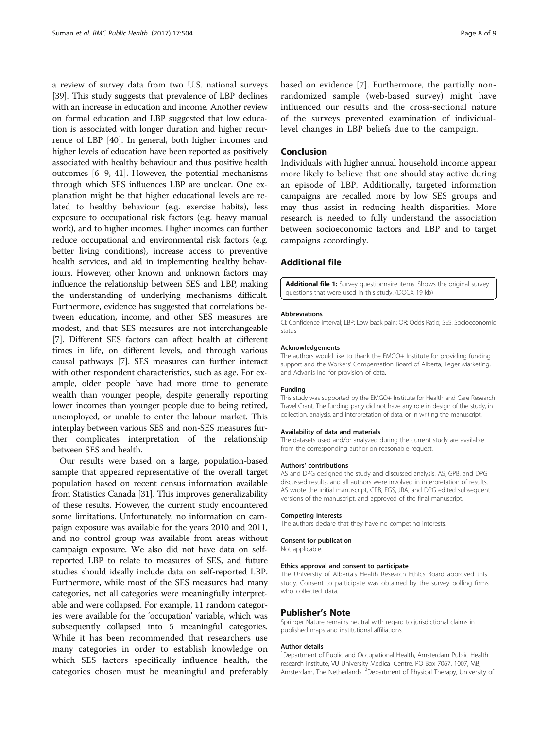a review of survey data from two U.S. national surveys [39]. This study suggests that prevalence of LBP declines with an increase in education and income. Another review on formal education and LBP suggested that low education is associated with longer duration and higher recurrence of LBP [40]. In general, both higher incomes and higher levels of education have been reported as positively associated with healthy behaviour and thus positive health outcomes [6–9, 41]. However, the potential mechanisms through which SES influences LBP are unclear. One explanation might be that higher educational levels are related to healthy behaviour (e.g. exercise habits), less exposure to occupational risk factors (e.g. heavy manual work), and to higher incomes. Higher incomes can further reduce occupational and environmental risk factors (e.g. better living conditions), increase access to preventive health services, and aid in implementing healthy behaviours. However, other known and unknown factors may influence the relationship between SES and LBP, making the understanding of underlying mechanisms difficult. Furthermore, evidence has suggested that correlations between education, income, and other SES measures are modest, and that SES measures are not interchangeable [7]. Different SES factors can affect health at different times in life, on different levels, and through various causal pathways [7]. SES measures can further interact with other respondent characteristics, such as age. For example, older people have had more time to generate wealth than younger people, despite generally reporting lower incomes than younger people due to being retired, unemployed, or unable to enter the labour market. This interplay between various SES and non-SES measures further complicates interpretation of the relationship between SES and health.

Our results were based on a large, population-based sample that appeared representative of the overall target population based on recent census information available from Statistics Canada [31]. This improves generalizability of these results. However, the current study encountered some limitations. Unfortunately, no information on campaign exposure was available for the years 2010 and 2011, and no control group was available from areas without campaign exposure. We also did not have data on self-reported LBP to relate to measures of SES, and future studies should ideally include data on self-reported LBP. Furthermore, while most of the SES measures had many categories, not all categories were meaningfully interpretable and were collapsed. For example, 11 random categories were available for the 'occupation' variable, which was subsequently collapsed into 5 meaningful categories. While it has been recommended that researchers use many categories in order to establish knowledge on which SES factors specifically influence health, the categories chosen must be meaningful and preferably based on evidence [7]. Furthermore, the partially non-randomized sample (web-based survey) might have influenced our results and the cross-sectional nature of the surveys prevented examination of individual-level changes in LBP beliefs due to the campaign.

## Conclusion

Individuals with higher annual household income appear more likely to believe that one should stay active during an episode of LBP. Additionally, targeted information campaigns are recalled more by low SES groups and may thus assist in reducing health disparities. More research is needed to fully understand the association between socioeconomic factors and LBP and to target campaigns accordingly.

## Additional file

**Additional file 1:** Survey questionnaire items. Shows the original survey questions that were used in this study. (DOCX 19 kb)

#### Abbreviations

CI: Confidence interval; LBP: Low back pain; OR: Odds Ratio; SES: Socioeconomic status

#### Acknowledgements

The authors would like to thank the EMGO+ Institute for providing funding support and the Workers' Compensation Board of Alberta, Leger Marketing, and Advanis Inc. for provision of data.

#### Funding

This study was supported by the EMGO+ Institute for Health and Care Research Travel Grant. The funding party did not have any role in design of the study, in collection, analysis, and interpretation of data, or in writing the manuscript.

#### Availability of data and materials

The datasets used and/or analyzed during the current study are available from the corresponding author on reasonable request.

#### Authors' contributions

AS and DPG designed the study and discussed analysis. AS, GPB, and DPG discussed results, and all authors were involved in interpretation of results. AS wrote the initial manuscript, GPB, FGS, JRA, and DPG edited subsequent versions of the manuscript, and approved of the final manuscript.

#### Competing interests

The authors declare that they have no competing interests.

#### Consent for publication

Not applicable.

#### Ethics approval and consent to participate

The University of Alberta's Health Research Ethics Board approved this study. Consent to participate was obtained by the survey polling firms who collected data.

## Publisher's Note

Springer Nature remains neutral with regard to jurisdictional claims in published maps and institutional affiliations.

#### Author details

[1]Department of Public and Occupational Health, Amsterdam Public Health research institute, VU University Medical Centre, PO Box 7067, 1007, MB, Amsterdam, The Netherlands. [2]Department of Physical Therapy, University of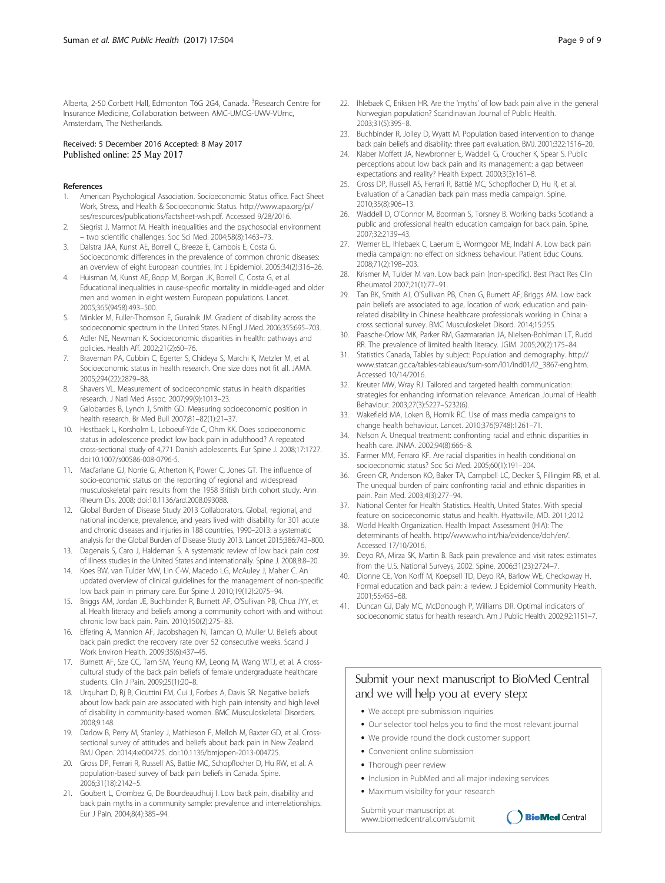Alberta, 2-50 Corbett Hall, Edmonton T6G 2G4, Canada. [3]Research Centre for Insurance Medicine, Collaboration between AMC-UMCG-UWV-VUmc, Amsterdam, The Netherlands.

Received: 5 December 2016 Accepted: 8 May 2017
Published online: 25 May 2017

## References

1. American Psychological Association. Socioeconomic Status office. Fact Sheet Work, Stress, and Health & Socioeconomic Status. http://www.apa.org/pi/ses/resources/publications/factsheet-wsh.pdf. Accessed 9/28/2016.
2. Siegrist J, Marmot M. Health inequalities and the psychosocial environment – two scientific challenges. Soc Sci Med. 2004;58(8):1463–73.
3. Dalstra JAA, Kunst AE, Borrell C, Breeze E, Cambois E, Costa G. Socioeconomic differences in the prevalence of common chronic diseases: an overview of eight European countries. Int J Epidemiol. 2005;34(2):316–26.
4. Huisman M, Kunst AE, Bopp M, Borgan JK, Borrell C, Costa G, et al. Educational inequalities in cause-specific mortality in middle-aged and older men and women in eight western European populations. Lancet. 2005;365(9458):493–500.
5. Minkler M, Fuller-Thomson E, Guralnik JM. Gradient of disability across the socioeconomic spectrum in the United States. N Engl J Med. 2006;355:695–703.
6. Adler NE, Newman K. Socioeconomic disparities in health: pathways and policies. Health Aff. 2002;21(2):60–76.
7. Braveman PA, Cubbin C, Egerter S, Chideya S, Marchi K, Metzler M, et al. Socioeconomic status in health research. One size does not fit all. JAMA. 2005;294(22):2879–88.
8. Shavers VL. Measurement of socioeconomic status in health disparities research. J Natl Med Assoc. 2007;99(9):1013–23.
9. Galobardes B, Lynch J, Smith GD. Measuring socioeconomic position in health research. Br Med Bull 2007;81–82(1):21–37.
10. Hestbaek L, Korsholm L, Leboeuf-Yde C, Ohm KK. Does socioeconomic status in adolescence predict low back pain in adulthood? A repeated cross-sectional study of 4,771 Danish adolescents. Eur Spine J. 2008;17:1727. doi:10.1007/s00586-008-0796-5.
11. Macfarlane GJ, Norrie G, Atherton K, Power C, Jones GT. The influence of socio-economic status on the reporting of regional and widespread musculoskeletal pain: results from the 1958 British birth cohort study. Ann Rheum Dis. 2008; doi:10.1136/ard.2008.093088.
12. Global Burden of Disease Study 2013 Collaborators. Global, regional, and national incidence, prevalence, and years lived with disability for 301 acute and chronic diseases and injuries in 188 countries, 1990–2013: a systematic analysis for the Global Burden of Disease Study 2013. Lancet 2015;386:743–800.
13. Dagenais S, Caro J, Haldeman S. A systematic review of low back pain cost of illness studies in the United States and internationally. Spine J. 2008;8:8–20.
14. Koes BW, van Tulder MW, Lin C-W, Macedo LG, McAuley J, Maher C. An updated overview of clinical guidelines for the management of non-specific low back pain in primary care. Eur Spine J. 2010;19(12):2075–94.
15. Briggs AM, Jordan JE, Buchbinder R, Burnett AF, O'Sullivan PB, Chua JYY, et al. Health literacy and beliefs among a community cohort with and without chronic low back pain. Pain. 2010;150(2):275–83.
16. Elfering A, Mannion AF, Jacobshagen N, Tamcan O, Muller U. Beliefs about back pain predict the recovery rate over 52 consecutive weeks. Scand J Work Environ Health. 2009;35(6):437–45.
17. Burnett AF, Sze CC, Tam SM, Yeung KM, Leong M, Wang WTJ, et al. A cross-cultural study of the back pain beliefs of female undergraduate healthcare students. Clin J Pain. 2009;25(1):20–8.
18. Urquhart D, Rj B, Cicuttini FM, Cui J, Forbes A, Davis SR. Negative beliefs about low back pain are associated with high pain intensity and high level of disability in community-based women. BMC Musculoskeletal Disorders. 2008;9:148.
19. Darlow B, Perry M, Stanley J, Mathieson F, Melloh M, Baxter GD, et al. Cross-sectional survey of attitudes and beliefs about back pain in New Zealand. BMJ Open. 2014;4:e004725. doi:10.1136/bmjopen-2013-004725.
20. Gross DP, Ferrari R, Russell AS, Battie MC, Schopflocher D, Hu RW, et al. A population-based survey of back pain beliefs in Canada. Spine. 2006;31(18):2142–5.
21. Goubert L, Crombez G, De Bourdeaudhuij I. Low back pain, disability and back pain myths in a community sample: prevalence and interrelationships. Eur J Pain. 2004;8(4):385–94.
22. Ihlebaek C, Eriksen HR. Are the 'myths' of low back pain alive in the general Norwegian population? Scandinavian Journal of Public Health. 2003;31(5):395–8.
23. Buchbinder R, Jolley D, Wyatt M. Population based intervention to change back pain beliefs and disability: three part evaluation. BMJ. 2001;322:1516–20.
24. Klaber Moffett JA, Newbronner E, Waddell G, Croucher K, Spear S. Public perceptions about low back pain and its management: a gap between expectations and reality? Health Expect. 2000;3(3):161–8.
25. Gross DP, Russell AS, Ferrari R, Battié MC, Schopflocher D, Hu R, et al. Evaluation of a Canadian back pain mass media campaign. Spine. 2010;35(8):906–13.
26. Waddell D, O'Connor M, Boorman S, Torsney B. Working backs Scotland: a public and professional health education campaign for back pain. Spine. 2007;32:2139–43.
27. Werner EL, Ihlebaek C, Laerum E, Wormgoor ME, Indahl A. Low back pain media campaign: no effect on sickness behaviour. Patient Educ Couns. 2008;71(2):198–203.
28. Krismer M, Tulder M van. Low back pain (non-specific). Best Pract Res Clin Rheumatol 2007;21(1):77–91.
29. Tan BK, Smith AJ, O'Sullivan PB, Chen G, Burnett AF, Briggs AM. Low back pain beliefs are associated to age, location of work, education and pain-related disability in Chinese healthcare professionals working in China: a cross sectional survey. BMC Musculoskelet Disord. 2014;15:255.
30. Paasche-Orlow MK, Parker RM, Gazmararian JA, Nielsen-Bohlman LT, Rudd RR. The prevalence of limited health literacy. JGIM. 2005;20(2):175–84.
31. Statistics Canada, Tables by subject: Population and demography. http://www.statcan.gc.ca/tables-tableaux/sum-som/l01/ind01/l2_3867-eng.htm. Accessed 10/14/2016.
32. Kreuter MW, Wray RJ. Tailored and targeted health communication: strategies for enhancing information relevance. American Journal of Health Behaviour. 2003;27(3):S227–S232(6).
33. Wakefield MA, Loken B, Hornik RC. Use of mass media campaigns to change health behaviour. Lancet. 2010;376(9748):1261–71.
34. Nelson A. Unequal treatment: confronting racial and ethnic disparities in health care. JNMA. 2002;94(8):666–8.
35. Farmer MM, Ferraro KF. Are racial disparities in health conditional on socioeconomic status? Soc Sci Med. 2005;60(1):191–204.
36. Green CR, Anderson KO, Baker TA, Campbell LC, Decker S, Fillingim RB, et al. The unequal burden of pain: confronting racial and ethnic disparities in pain. Pain Med. 2003;4(3):277–94.
37. National Center for Health Statistics. Health, United States. With special feature on socioeconomic status and health. Hyattsville, MD. 2011;2012
38. World Health Organization. Health Impact Assessment (HIA): The determinants of health. http://www.who.int/hia/evidence/doh/en/. Accessed 17/10/2016.
39. Deyo RA, Mirza SK, Martin B. Back pain prevalence and visit rates: estimates from the U.S. National Surveys, 2002. Spine. 2006;31(23):2724–7.
40. Dionne CE, Von Korff M, Koepsell TD, Deyo RA, Barlow WE, Checkoway H. Formal education and back pain: a review. J Epidemiol Community Health. 2001;55:455–68.
41. Duncan GJ, Daly MC, McDonough P, Williams DR. Optimal indicators of socioeconomic status for health research. Am J Public Health. 2002;92:1151–7.

Submit your next manuscript to BioMed Central and we will help you at every step:

- We accept pre-submission inquiries
- Our selector tool helps you to find the most relevant journal
- We provide round the clock customer support
- Convenient online submission
- Thorough peer review
- Inclusion in PubMed and all major indexing services
- Maximum visibility for your research

Submit your manuscript at
www.biomedcentral.com/submit

BioMed Central